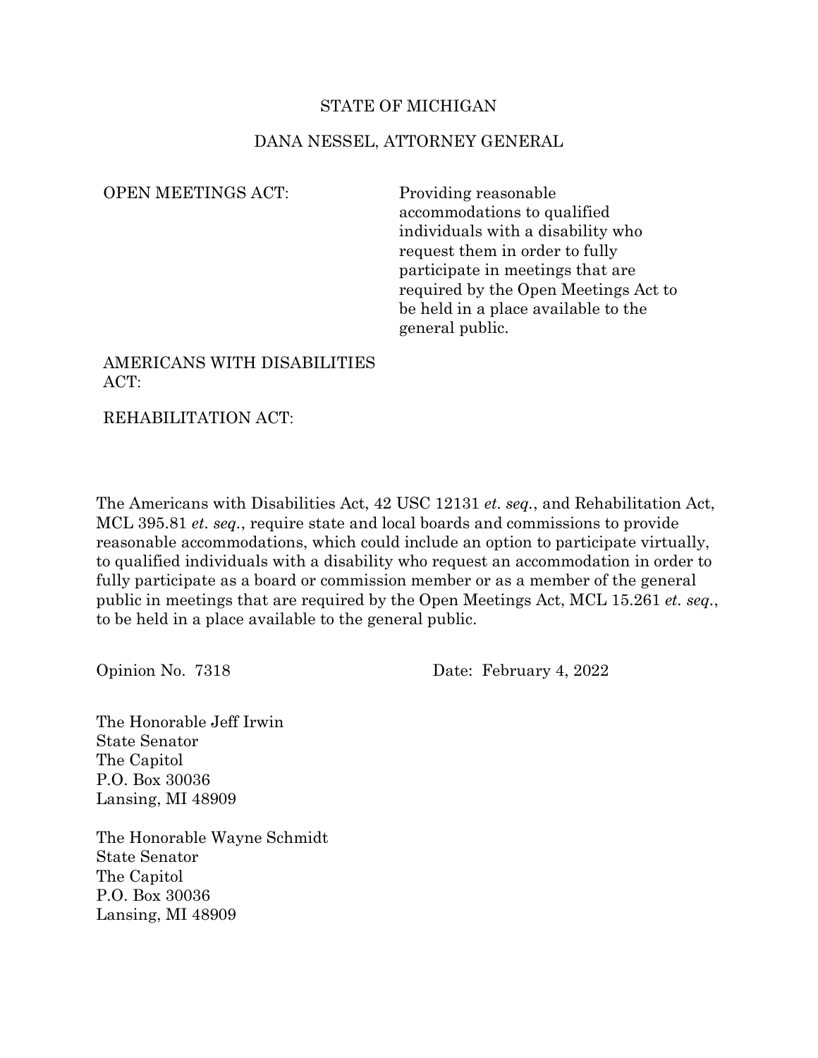STATE OF MICHIGAN

DANA NESSEL, ATTORNEY GENERAL

OPEN MEETINGS ACT: Providing reasonable accommodations to qualified individuals with a disability who request them in order to fully participate in meetings that are required by the Open Meetings Act to be held in a place available to the general public.

AMERICANS WITH DISABILITIES ACT:

REHABILITATION ACT:

The Americans with Disabilities Act, 42 USC 12131 *et. seq.*, and Rehabilitation Act, MCL 395.81 *et. seq.*, require state and local boards and commissions to provide reasonable accommodations, which could include an option to participate virtually, to qualified individuals with a disability who request an accommodation in order to fully participate as a board or commission member or as a member of the general public in meetings that are required by the Open Meetings Act, MCL 15.261 *et. seq.*, to be held in a place available to the general public.

Opinion No. 7318 Date: February 4, 2022

The Honorable Jeff Irwin
State Senator
The Capitol
P.O. Box 30036
Lansing, MI 48909

The Honorable Wayne Schmidt
State Senator
The Capitol
P.O. Box 30036
Lansing, MI 48909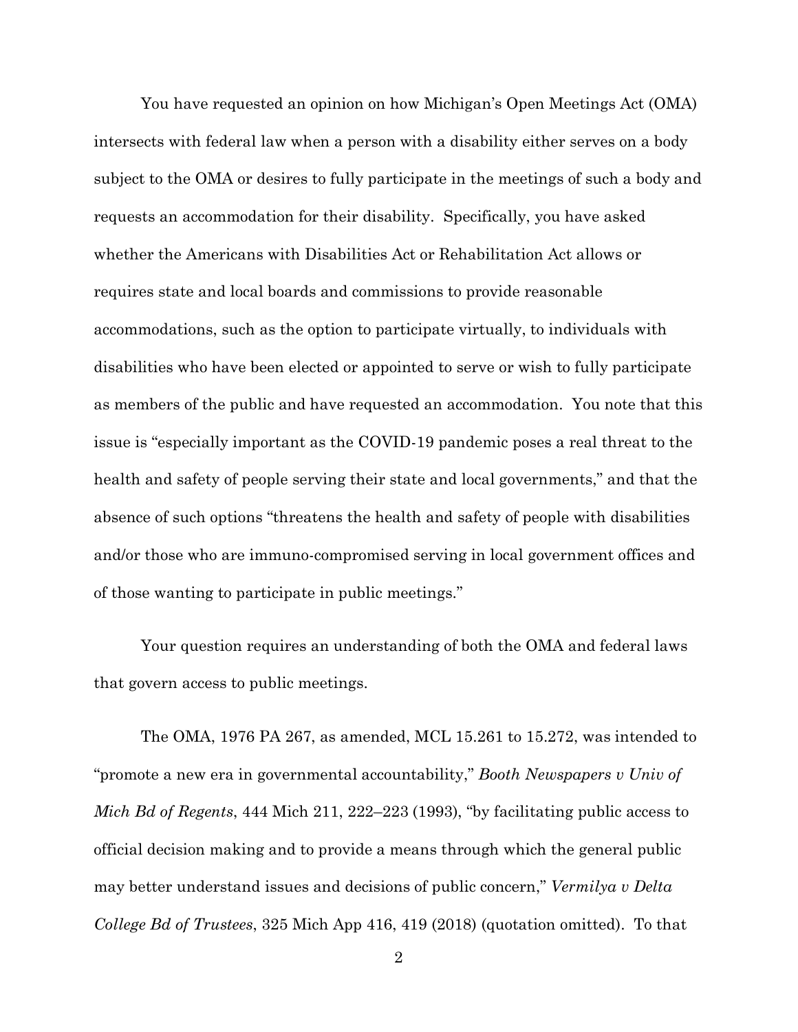You have requested an opinion on how Michigan's Open Meetings Act (OMA) intersects with federal law when a person with a disability either serves on a body subject to the OMA or desires to fully participate in the meetings of such a body and requests an accommodation for their disability. Specifically, you have asked whether the Americans with Disabilities Act or Rehabilitation Act allows or requires state and local boards and commissions to provide reasonable accommodations, such as the option to participate virtually, to individuals with disabilities who have been elected or appointed to serve or wish to fully participate as members of the public and have requested an accommodation. You note that this issue is "especially important as the COVID-19 pandemic poses a real threat to the health and safety of people serving their state and local governments," and that the absence of such options "threatens the health and safety of people with disabilities and/or those who are immuno-compromised serving in local government offices and of those wanting to participate in public meetings."

Your question requires an understanding of both the OMA and federal laws that govern access to public meetings.

The OMA, 1976 PA 267, as amended, MCL 15.261 to 15.272, was intended to "promote a new era in governmental accountability," *Booth Newspapers v Univ of Mich Bd of Regents*, 444 Mich 211, 222–223 (1993), "by facilitating public access to official decision making and to provide a means through which the general public may better understand issues and decisions of public concern," *Vermilya v Delta College Bd of Trustees*, 325 Mich App 416, 419 (2018) (quotation omitted). To that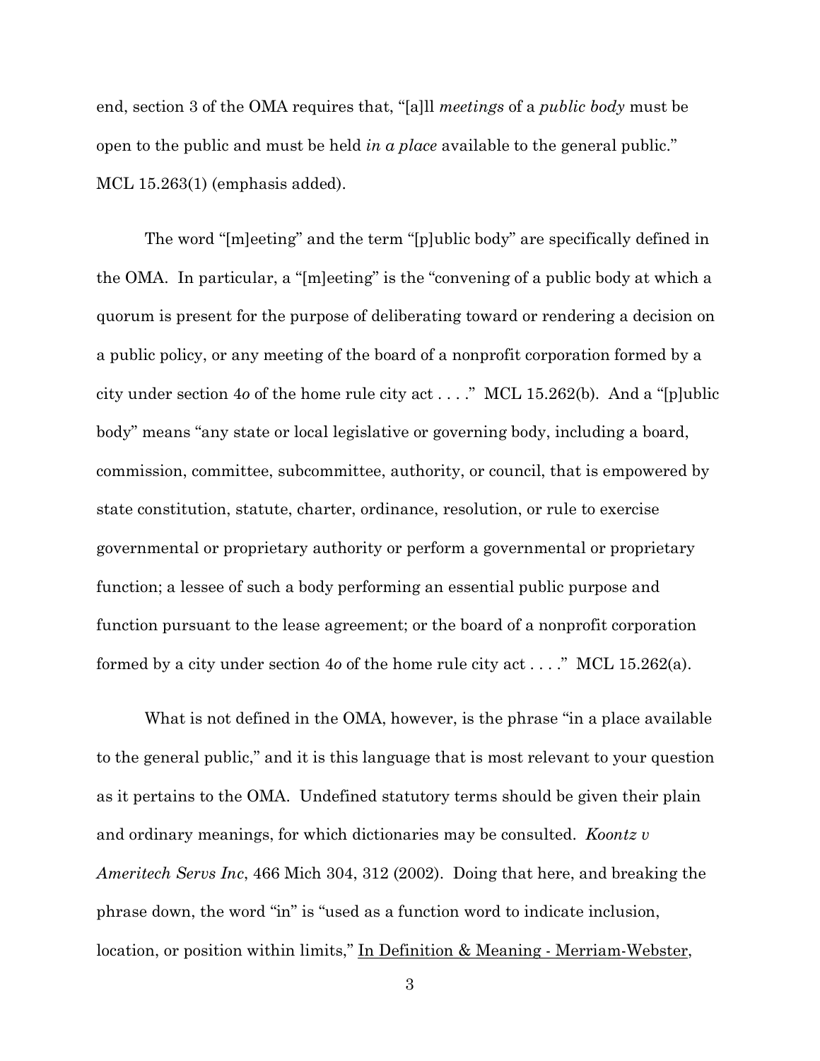end, section 3 of the OMA requires that, "[a]ll *meetings* of a *public body* must be open to the public and must be held *in a place* available to the general public." MCL 15.263(1) (emphasis added).

The word "[m]eeting" and the term "[p]ublic body" are specifically defined in the OMA. In particular, a "[m]eeting" is the "convening of a public body at which a quorum is present for the purpose of deliberating toward or rendering a decision on a public policy, or any meeting of the board of a nonprofit corporation formed by a city under section 4*o* of the home rule city act . . . ." MCL 15.262(b). And a "[p]ublic body" means "any state or local legislative or governing body, including a board, commission, committee, subcommittee, authority, or council, that is empowered by state constitution, statute, charter, ordinance, resolution, or rule to exercise governmental or proprietary authority or perform a governmental or proprietary function; a lessee of such a body performing an essential public purpose and function pursuant to the lease agreement; or the board of a nonprofit corporation formed by a city under section 4*o* of the home rule city act . . . ." MCL 15.262(a).

What is not defined in the OMA, however, is the phrase "in a place available to the general public," and it is this language that is most relevant to your question as it pertains to the OMA. Undefined statutory terms should be given their plain and ordinary meanings, for which dictionaries may be consulted. *Koontz v Ameritech Servs Inc*, 466 Mich 304, 312 (2002). Doing that here, and breaking the phrase down, the word "in" is "used as a function word to indicate inclusion, location, or position within limits," In Definition & Meaning - Merriam-Webster,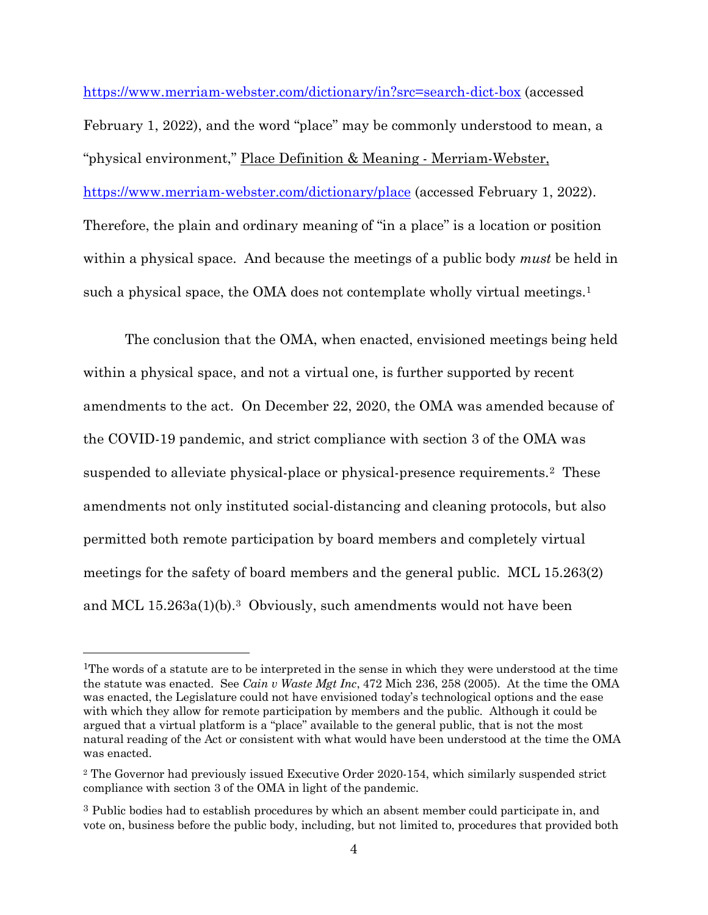https://www.merriam-webster.com/dictionary/in?src=search-dict-box (accessed February 1, 2022), and the word "place" may be commonly understood to mean, a "physical environment," Place Definition & Meaning - Merriam-Webster, https://www.merriam-webster.com/dictionary/place (accessed February 1, 2022). Therefore, the plain and ordinary meaning of "in a place" is a location or position within a physical space. And because the meetings of a public body *must* be held in such a physical space, the OMA does not contemplate wholly virtual meetings.[1]

The conclusion that the OMA, when enacted, envisioned meetings being held within a physical space, and not a virtual one, is further supported by recent amendments to the act. On December 22, 2020, the OMA was amended because of the COVID-19 pandemic, and strict compliance with section 3 of the OMA was suspended to alleviate physical-place or physical-presence requirements.[2] These amendments not only instituted social-distancing and cleaning protocols, but also permitted both remote participation by board members and completely virtual meetings for the safety of board members and the general public. MCL 15.263(2) and MCL 15.263a(1)(b).[3] Obviously, such amendments would not have been

---

[1]The words of a statute are to be interpreted in the sense in which they were understood at the time the statute was enacted. See *Cain v Waste Mgt Inc*, 472 Mich 236, 258 (2005). At the time the OMA was enacted, the Legislature could not have envisioned today's technological options and the ease with which they allow for remote participation by members and the public. Although it could be argued that a virtual platform is a "place" available to the general public, that is not the most natural reading of the Act or consistent with what would have been understood at the time the OMA was enacted.

[2] The Governor had previously issued Executive Order 2020-154, which similarly suspended strict compliance with section 3 of the OMA in light of the pandemic.

[3] Public bodies had to establish procedures by which an absent member could participate in, and vote on, business before the public body, including, but not limited to, procedures that provided both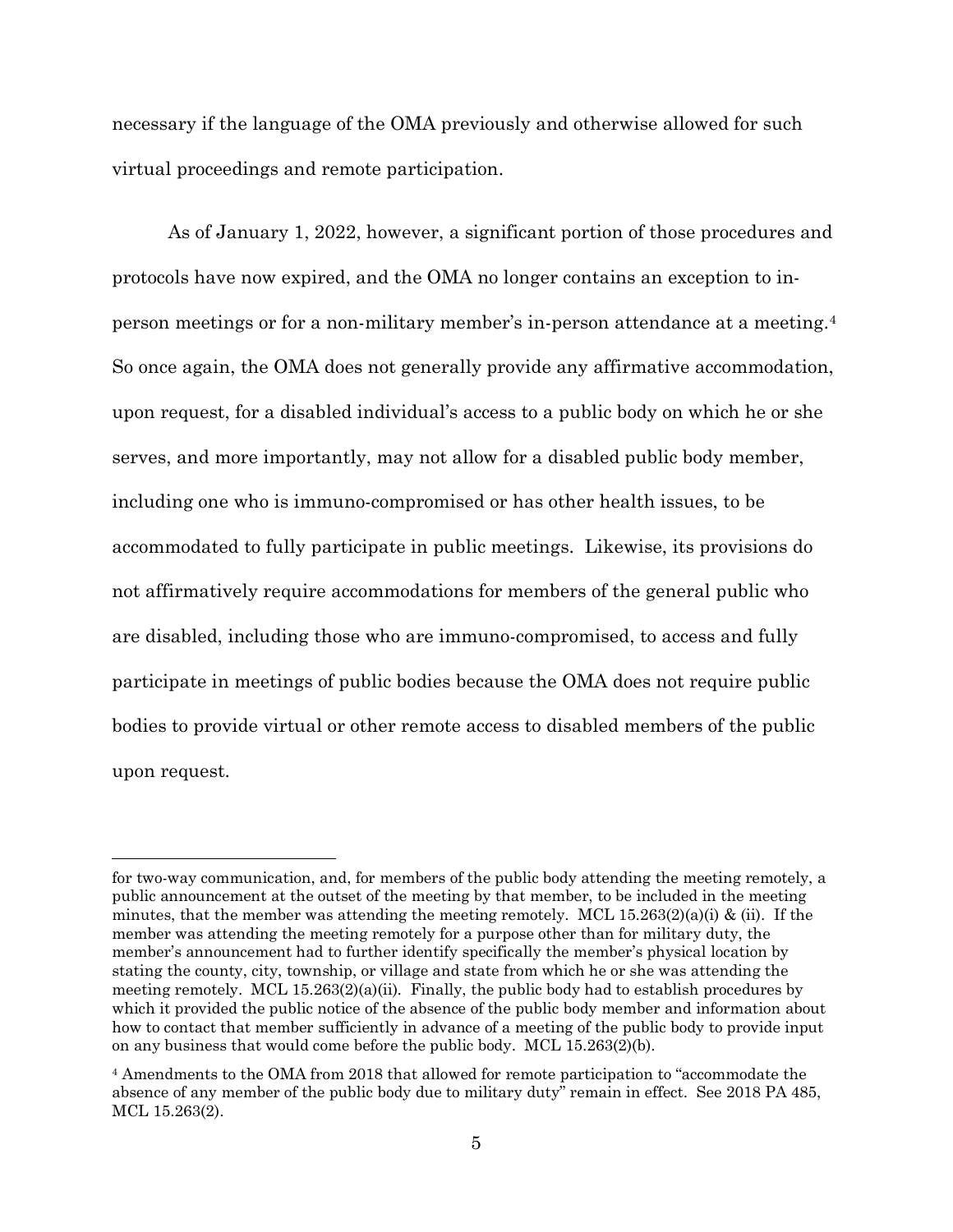necessary if the language of the OMA previously and otherwise allowed for such virtual proceedings and remote participation.

As of January 1, 2022, however, a significant portion of those procedures and protocols have now expired, and the OMA no longer contains an exception to in-person meetings or for a non-military member's in-person attendance at a meeting.[4] So once again, the OMA does not generally provide any affirmative accommodation, upon request, for a disabled individual's access to a public body on which he or she serves, and more importantly, may not allow for a disabled public body member, including one who is immuno-compromised or has other health issues, to be accommodated to fully participate in public meetings. Likewise, its provisions do not affirmatively require accommodations for members of the general public who are disabled, including those who are immuno-compromised, to access and fully participate in meetings of public bodies because the OMA does not require public bodies to provide virtual or other remote access to disabled members of the public upon request.

---

for two-way communication, and, for members of the public body attending the meeting remotely, a public announcement at the outset of the meeting by that member, to be included in the meeting minutes, that the member was attending the meeting remotely. MCL 15.263(2)(a)(i) & (ii). If the member was attending the meeting remotely for a purpose other than for military duty, the member's announcement had to further identify specifically the member's physical location by stating the county, city, township, or village and state from which he or she was attending the meeting remotely. MCL 15.263(2)(a)(ii). Finally, the public body had to establish procedures by which it provided the public notice of the absence of the public body member and information about how to contact that member sufficiently in advance of a meeting of the public body to provide input on any business that would come before the public body. MCL 15.263(2)(b).

[4] Amendments to the OMA from 2018 that allowed for remote participation to "accommodate the absence of any member of the public body due to military duty" remain in effect. See 2018 PA 485, MCL 15.263(2).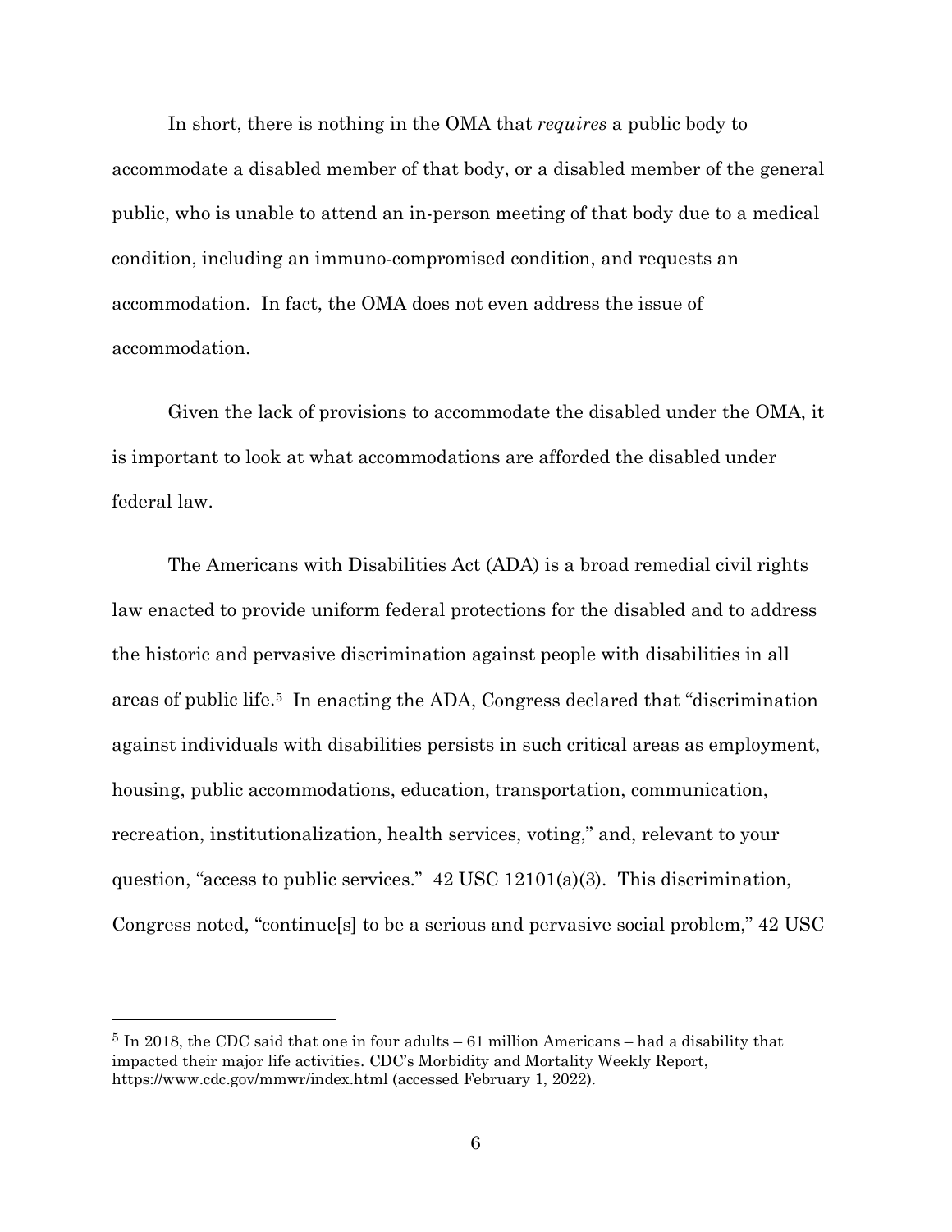In short, there is nothing in the OMA that *requires* a public body to accommodate a disabled member of that body, or a disabled member of the general public, who is unable to attend an in-person meeting of that body due to a medical condition, including an immuno-compromised condition, and requests an accommodation. In fact, the OMA does not even address the issue of accommodation.

Given the lack of provisions to accommodate the disabled under the OMA, it is important to look at what accommodations are afforded the disabled under federal law.

The Americans with Disabilities Act (ADA) is a broad remedial civil rights law enacted to provide uniform federal protections for the disabled and to address the historic and pervasive discrimination against people with disabilities in all areas of public life.[5] In enacting the ADA, Congress declared that "discrimination against individuals with disabilities persists in such critical areas as employment, housing, public accommodations, education, transportation, communication, recreation, institutionalization, health services, voting," and, relevant to your question, "access to public services." 42 USC 12101(a)(3). This discrimination, Congress noted, "continue[s] to be a serious and pervasive social problem," 42 USC

[5] In 2018, the CDC said that one in four adults – 61 million Americans – had a disability that impacted their major life activities. CDC's Morbidity and Mortality Weekly Report, https://www.cdc.gov/mmwr/index.html (accessed February 1, 2022).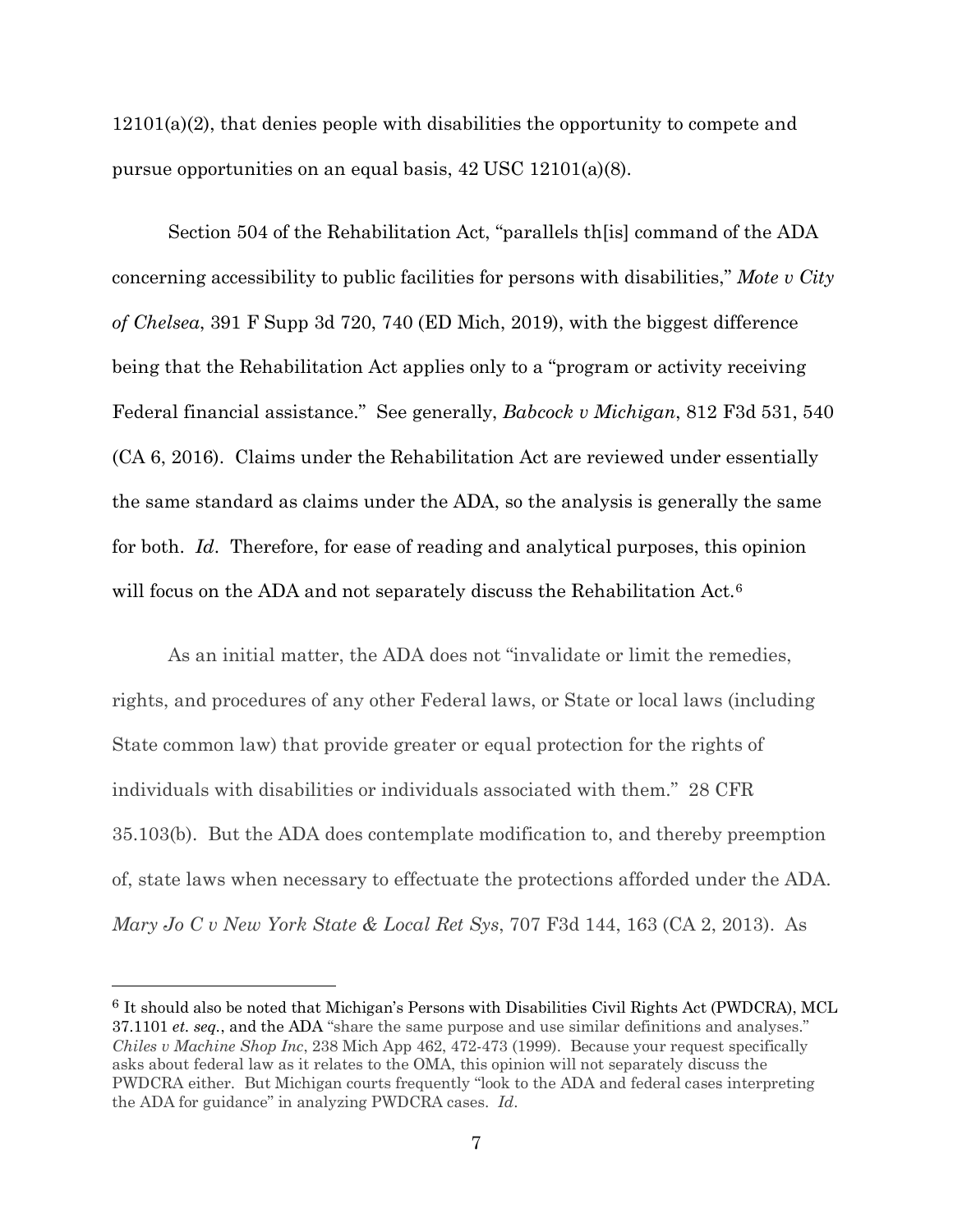12101(a)(2), that denies people with disabilities the opportunity to compete and pursue opportunities on an equal basis, 42 USC 12101(a)(8).

Section 504 of the Rehabilitation Act, "parallels th[is] command of the ADA concerning accessibility to public facilities for persons with disabilities," *Mote v City of Chelsea*, 391 F Supp 3d 720, 740 (ED Mich, 2019), with the biggest difference being that the Rehabilitation Act applies only to a "program or activity receiving Federal financial assistance." See generally, *Babcock v Michigan*, 812 F3d 531, 540 (CA 6, 2016). Claims under the Rehabilitation Act are reviewed under essentially the same standard as claims under the ADA, so the analysis is generally the same for both. *Id*. Therefore, for ease of reading and analytical purposes, this opinion will focus on the ADA and not separately discuss the Rehabilitation Act.[6]

As an initial matter, the ADA does not "invalidate or limit the remedies, rights, and procedures of any other Federal laws, or State or local laws (including State common law) that provide greater or equal protection for the rights of individuals with disabilities or individuals associated with them." 28 CFR 35.103(b). But the ADA does contemplate modification to, and thereby preemption of, state laws when necessary to effectuate the protections afforded under the ADA. *Mary Jo C v New York State & Local Ret Sys*, 707 F3d 144, 163 (CA 2, 2013). As

---

[6] It should also be noted that Michigan's Persons with Disabilities Civil Rights Act (PWDCRA), MCL 37.1101 *et. seq.*, and the ADA "share the same purpose and use similar definitions and analyses." *Chiles v Machine Shop Inc*, 238 Mich App 462, 472-473 (1999). Because your request specifically asks about federal law as it relates to the OMA, this opinion will not separately discuss the PWDCRA either. But Michigan courts frequently "look to the ADA and federal cases interpreting the ADA for guidance" in analyzing PWDCRA cases. *Id*.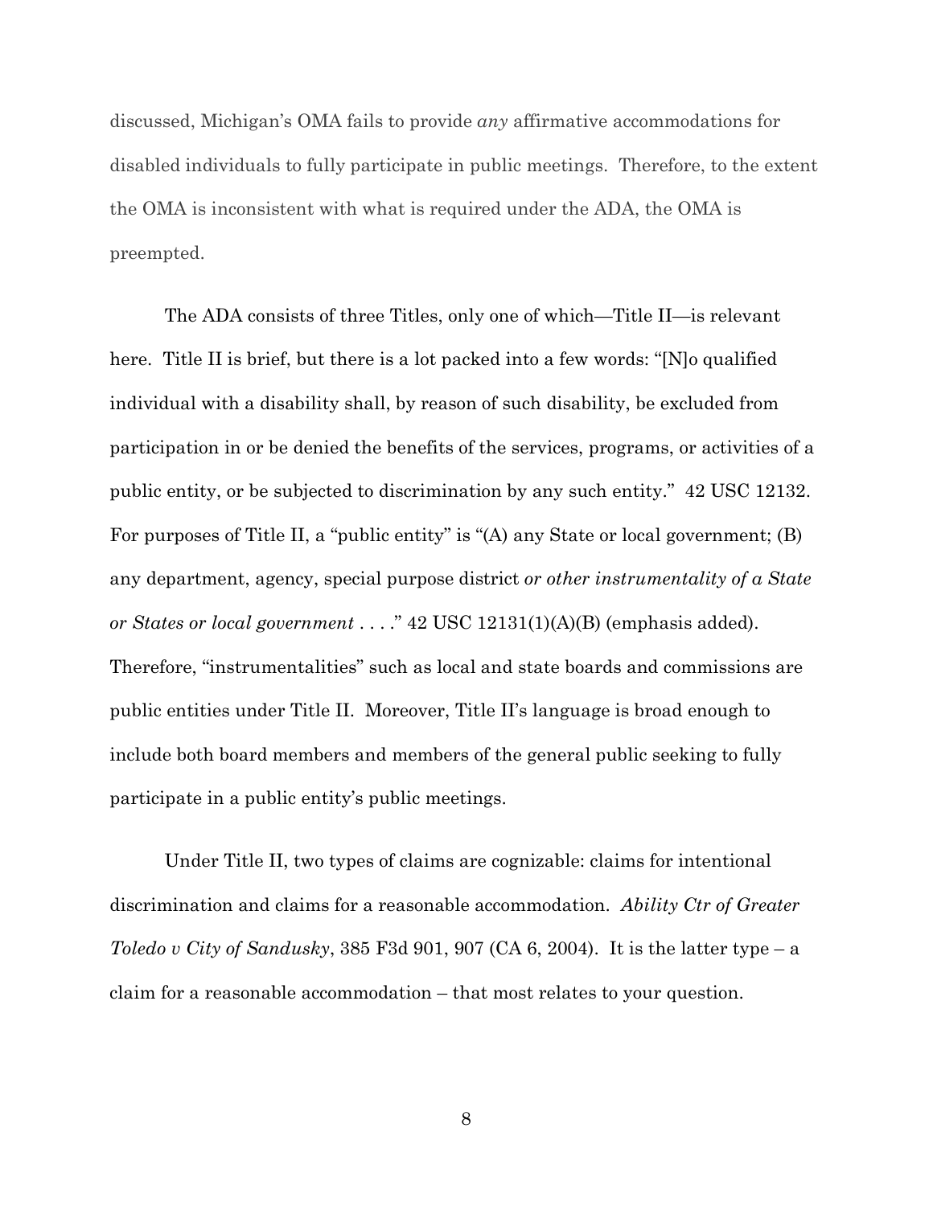discussed, Michigan's OMA fails to provide *any* affirmative accommodations for disabled individuals to fully participate in public meetings. Therefore, to the extent the OMA is inconsistent with what is required under the ADA, the OMA is preempted.

The ADA consists of three Titles, only one of which—Title II—is relevant here. Title II is brief, but there is a lot packed into a few words: "[N]o qualified individual with a disability shall, by reason of such disability, be excluded from participation in or be denied the benefits of the services, programs, or activities of a public entity, or be subjected to discrimination by any such entity." 42 USC 12132. For purposes of Title II, a "public entity" is "(A) any State or local government; (B) any department, agency, special purpose district *or other instrumentality of a State or States or local government* . . . ." 42 USC 12131(1)(A)(B) (emphasis added). Therefore, "instrumentalities" such as local and state boards and commissions are public entities under Title II. Moreover, Title II's language is broad enough to include both board members and members of the general public seeking to fully participate in a public entity's public meetings.

Under Title II, two types of claims are cognizable: claims for intentional discrimination and claims for a reasonable accommodation. *Ability Ctr of Greater Toledo v City of Sandusky*, 385 F3d 901, 907 (CA 6, 2004). It is the latter type – a claim for a reasonable accommodation – that most relates to your question.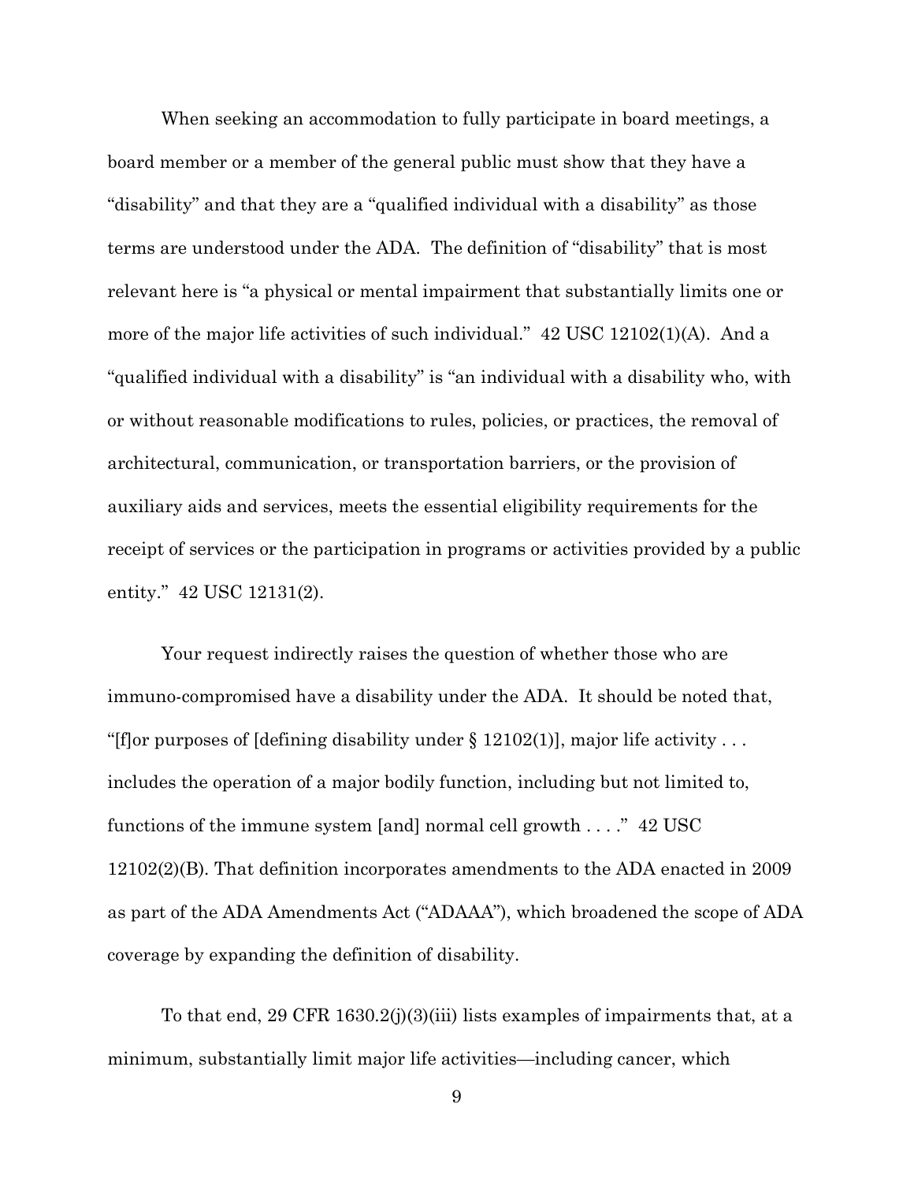When seeking an accommodation to fully participate in board meetings, a board member or a member of the general public must show that they have a "disability" and that they are a "qualified individual with a disability" as those terms are understood under the ADA. The definition of "disability" that is most relevant here is "a physical or mental impairment that substantially limits one or more of the major life activities of such individual." 42 USC 12102(1)(A). And a "qualified individual with a disability" is "an individual with a disability who, with or without reasonable modifications to rules, policies, or practices, the removal of architectural, communication, or transportation barriers, or the provision of auxiliary aids and services, meets the essential eligibility requirements for the receipt of services or the participation in programs or activities provided by a public entity." 42 USC 12131(2).

Your request indirectly raises the question of whether those who are immuno-compromised have a disability under the ADA. It should be noted that, "[f]or purposes of [defining disability under § 12102(1)], major life activity . . . includes the operation of a major bodily function, including but not limited to, functions of the immune system [and] normal cell growth . . . ." 42 USC 12102(2)(B). That definition incorporates amendments to the ADA enacted in 2009 as part of the ADA Amendments Act ("ADAAA"), which broadened the scope of ADA coverage by expanding the definition of disability.

To that end, 29 CFR 1630.2(j)(3)(iii) lists examples of impairments that, at a minimum, substantially limit major life activities—including cancer, which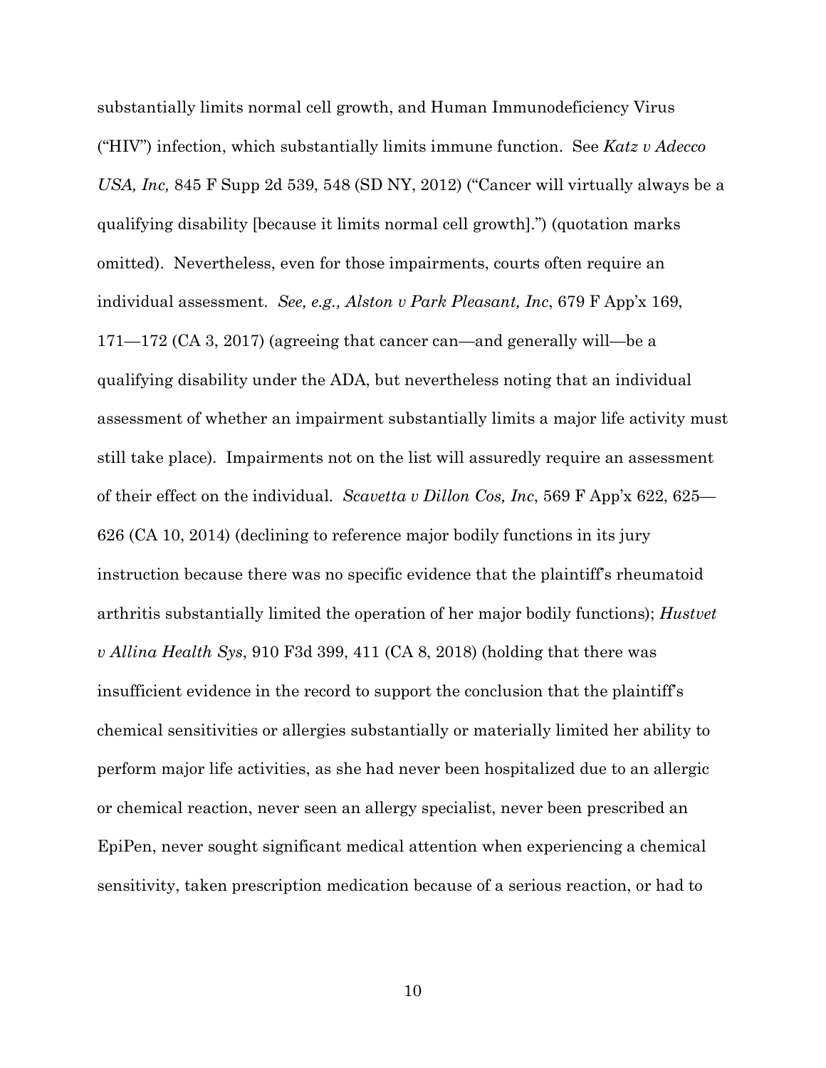substantially limits normal cell growth, and Human Immunodeficiency Virus ("HIV") infection, which substantially limits immune function. See *Katz v Adecco USA, Inc,* 845 F Supp 2d 539, 548 (SD NY, 2012) ("Cancer will virtually always be a qualifying disability [because it limits normal cell growth].") (quotation marks omitted). Nevertheless, even for those impairments, courts often require an individual assessment. *See, e.g., Alston v Park Pleasant, Inc*, 679 F App'x 169, 171—172 (CA 3, 2017) (agreeing that cancer can—and generally will—be a qualifying disability under the ADA, but nevertheless noting that an individual assessment of whether an impairment substantially limits a major life activity must still take place). Impairments not on the list will assuredly require an assessment of their effect on the individual. *Scavetta v Dillon Cos, Inc*, 569 F App'x 622, 625—626 (CA 10, 2014) (declining to reference major bodily functions in its jury instruction because there was no specific evidence that the plaintiff's rheumatoid arthritis substantially limited the operation of her major bodily functions); *Hustvet v Allina Health Sys*, 910 F3d 399, 411 (CA 8, 2018) (holding that there was insufficient evidence in the record to support the conclusion that the plaintiff's chemical sensitivities or allergies substantially or materially limited her ability to perform major life activities, as she had never been hospitalized due to an allergic or chemical reaction, never seen an allergy specialist, never been prescribed an EpiPen, never sought significant medical attention when experiencing a chemical sensitivity, taken prescription medication because of a serious reaction, or had to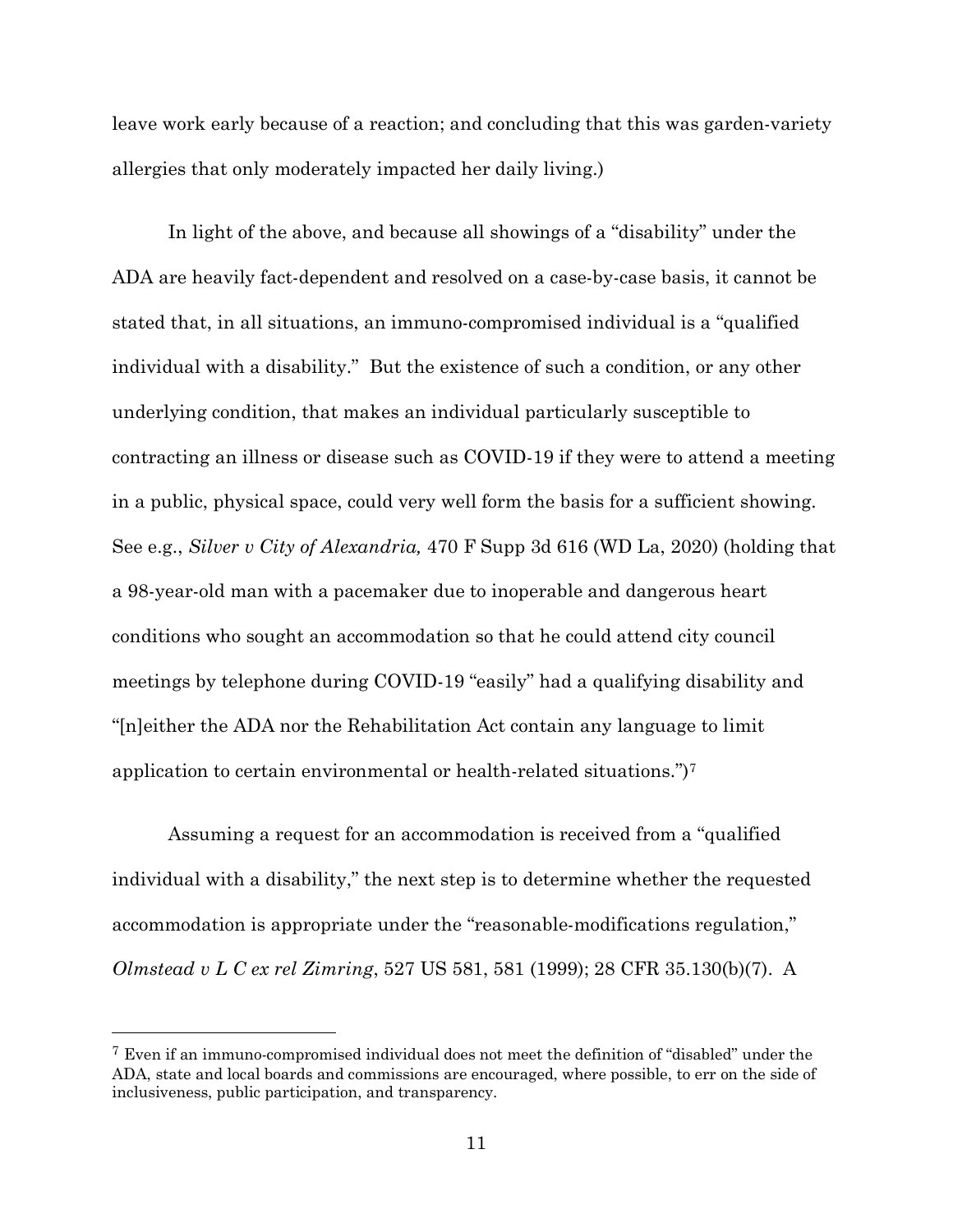leave work early because of a reaction; and concluding that this was garden-variety allergies that only moderately impacted her daily living.)

In light of the above, and because all showings of a "disability" under the ADA are heavily fact-dependent and resolved on a case-by-case basis, it cannot be stated that, in all situations, an immuno-compromised individual is a "qualified individual with a disability." But the existence of such a condition, or any other underlying condition, that makes an individual particularly susceptible to contracting an illness or disease such as COVID-19 if they were to attend a meeting in a public, physical space, could very well form the basis for a sufficient showing. See e.g., *Silver v City of Alexandria,* 470 F Supp 3d 616 (WD La, 2020) (holding that a 98-year-old man with a pacemaker due to inoperable and dangerous heart conditions who sought an accommodation so that he could attend city council meetings by telephone during COVID-19 "easily" had a qualifying disability and "[n]either the ADA nor the Rehabilitation Act contain any language to limit application to certain environmental or health-related situations.")[7]

Assuming a request for an accommodation is received from a "qualified individual with a disability," the next step is to determine whether the requested accommodation is appropriate under the "reasonable-modifications regulation," *Olmstead v L C ex rel Zimring*, 527 US 581, 581 (1999); 28 CFR 35.130(b)(7). A

[7] Even if an immuno-compromised individual does not meet the definition of "disabled" under the ADA, state and local boards and commissions are encouraged, where possible, to err on the side of inclusiveness, public participation, and transparency.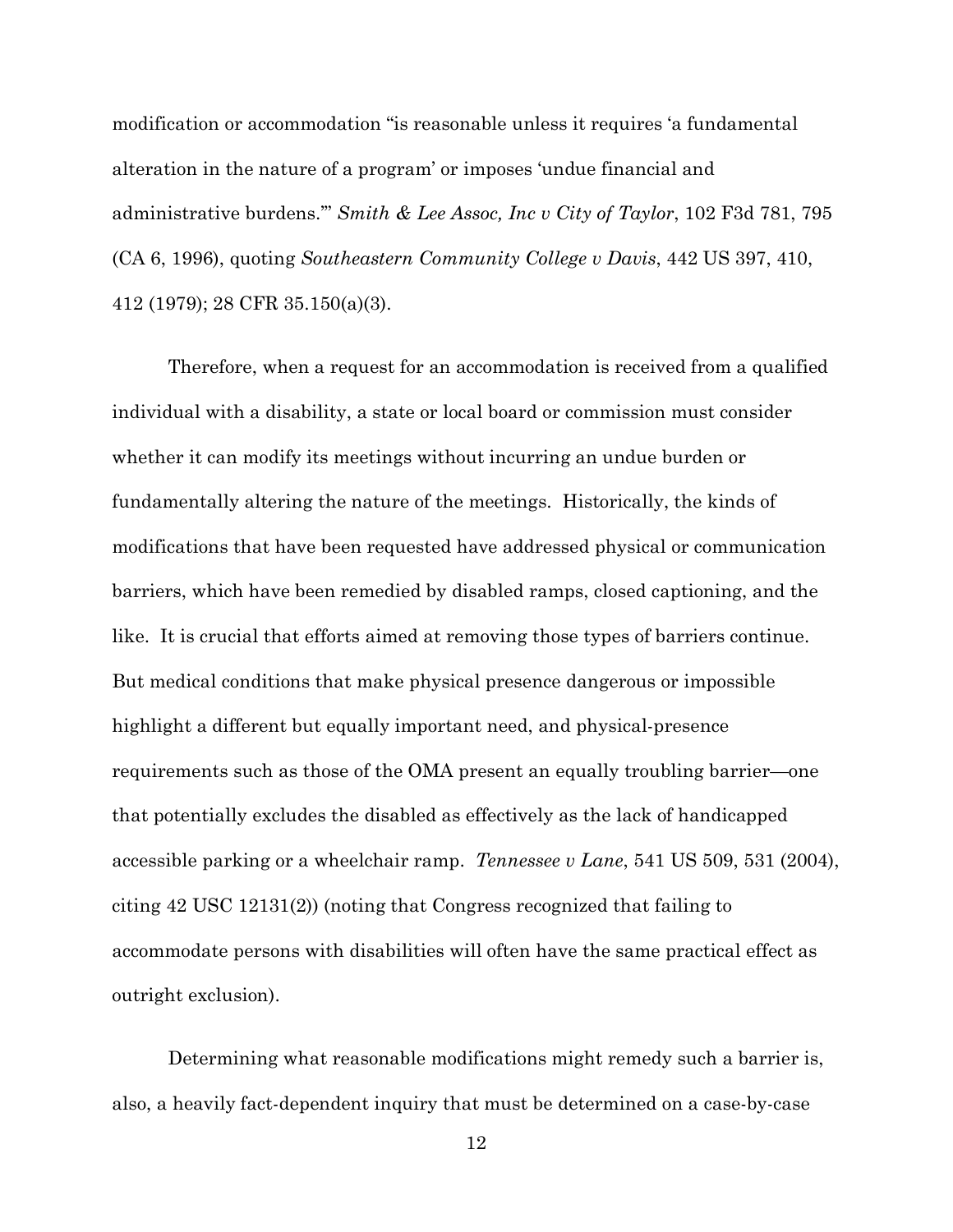modification or accommodation "is reasonable unless it requires 'a fundamental alteration in the nature of a program' or imposes 'undue financial and administrative burdens.'" *Smith & Lee Assoc, Inc v City of Taylor*, 102 F3d 781, 795 (CA 6, 1996), quoting *Southeastern Community College v Davis*, 442 US 397, 410, 412 (1979); 28 CFR 35.150(a)(3).

Therefore, when a request for an accommodation is received from a qualified individual with a disability, a state or local board or commission must consider whether it can modify its meetings without incurring an undue burden or fundamentally altering the nature of the meetings. Historically, the kinds of modifications that have been requested have addressed physical or communication barriers, which have been remedied by disabled ramps, closed captioning, and the like. It is crucial that efforts aimed at removing those types of barriers continue. But medical conditions that make physical presence dangerous or impossible highlight a different but equally important need, and physical-presence requirements such as those of the OMA present an equally troubling barrier—one that potentially excludes the disabled as effectively as the lack of handicapped accessible parking or a wheelchair ramp. *Tennessee v Lane*, 541 US 509, 531 (2004), citing 42 USC 12131(2)) (noting that Congress recognized that failing to accommodate persons with disabilities will often have the same practical effect as outright exclusion).

Determining what reasonable modifications might remedy such a barrier is, also, a heavily fact-dependent inquiry that must be determined on a case-by-case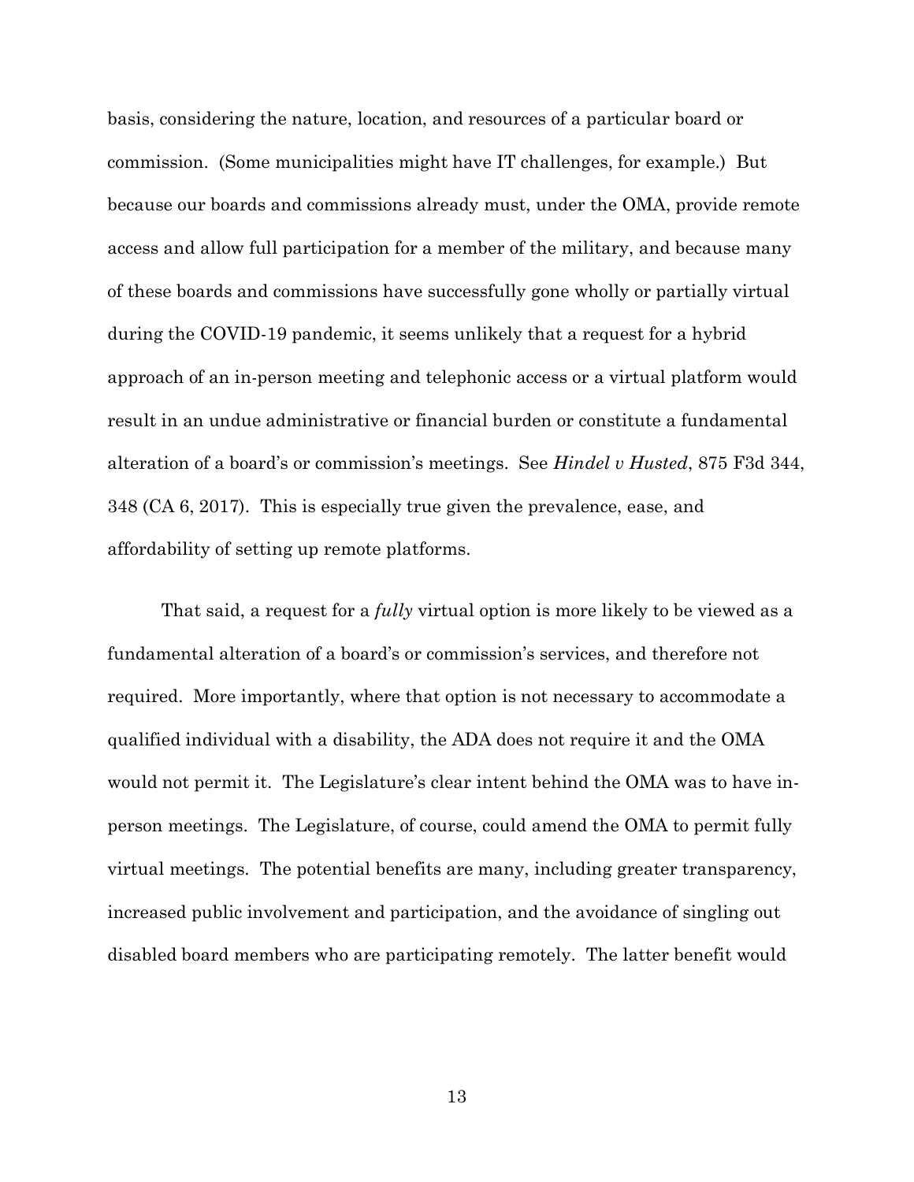basis, considering the nature, location, and resources of a particular board or commission. (Some municipalities might have IT challenges, for example.) But because our boards and commissions already must, under the OMA, provide remote access and allow full participation for a member of the military, and because many of these boards and commissions have successfully gone wholly or partially virtual during the COVID-19 pandemic, it seems unlikely that a request for a hybrid approach of an in-person meeting and telephonic access or a virtual platform would result in an undue administrative or financial burden or constitute a fundamental alteration of a board's or commission's meetings. See *Hindel v Husted*, 875 F3d 344, 348 (CA 6, 2017). This is especially true given the prevalence, ease, and affordability of setting up remote platforms.

That said, a request for a *fully* virtual option is more likely to be viewed as a fundamental alteration of a board's or commission's services, and therefore not required. More importantly, where that option is not necessary to accommodate a qualified individual with a disability, the ADA does not require it and the OMA would not permit it. The Legislature's clear intent behind the OMA was to have in-person meetings. The Legislature, of course, could amend the OMA to permit fully virtual meetings. The potential benefits are many, including greater transparency, increased public involvement and participation, and the avoidance of singling out disabled board members who are participating remotely. The latter benefit would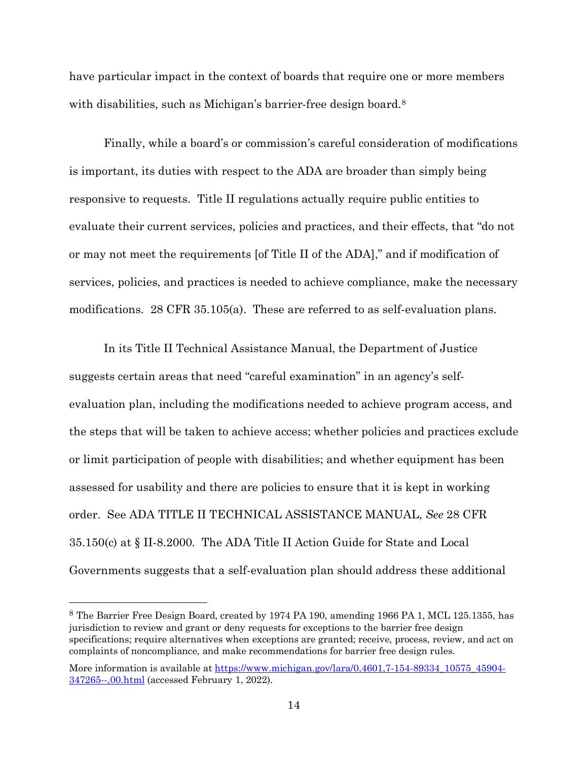have particular impact in the context of boards that require one or more members with disabilities, such as Michigan's barrier-free design board.[8]

Finally, while a board's or commission's careful consideration of modifications is important, its duties with respect to the ADA are broader than simply being responsive to requests. Title II regulations actually require public entities to evaluate their current services, policies and practices, and their effects, that "do not or may not meet the requirements [of Title II of the ADA]," and if modification of services, policies, and practices is needed to achieve compliance, make the necessary modifications. 28 CFR 35.105(a). These are referred to as self-evaluation plans.

In its Title II Technical Assistance Manual, the Department of Justice suggests certain areas that need "careful examination" in an agency's self-evaluation plan, including the modifications needed to achieve program access, and the steps that will be taken to achieve access; whether policies and practices exclude or limit participation of people with disabilities; and whether equipment has been assessed for usability and there are policies to ensure that it is kept in working order. See ADA TITLE II TECHNICAL ASSISTANCE MANUAL, *See* 28 CFR 35.150(c) at § II-8.2000. The ADA Title II Action Guide for State and Local Governments suggests that a self-evaluation plan should address these additional

---

[8] The Barrier Free Design Board, created by 1974 PA 190, amending 1966 PA 1, MCL 125.1355, has jurisdiction to review and grant or deny requests for exceptions to the barrier free design specifications; require alternatives when exceptions are granted; receive, process, review, and act on complaints of noncompliance, and make recommendations for barrier free design rules.

More information is available at [https://www.michigan.gov/lara/0,4601,7-154-89334_10575_45904-347265--,00.html](https://www.michigan.gov/lara/0,4601,7-154-89334_10575_45904-347265--,00.html) (accessed February 1, 2022).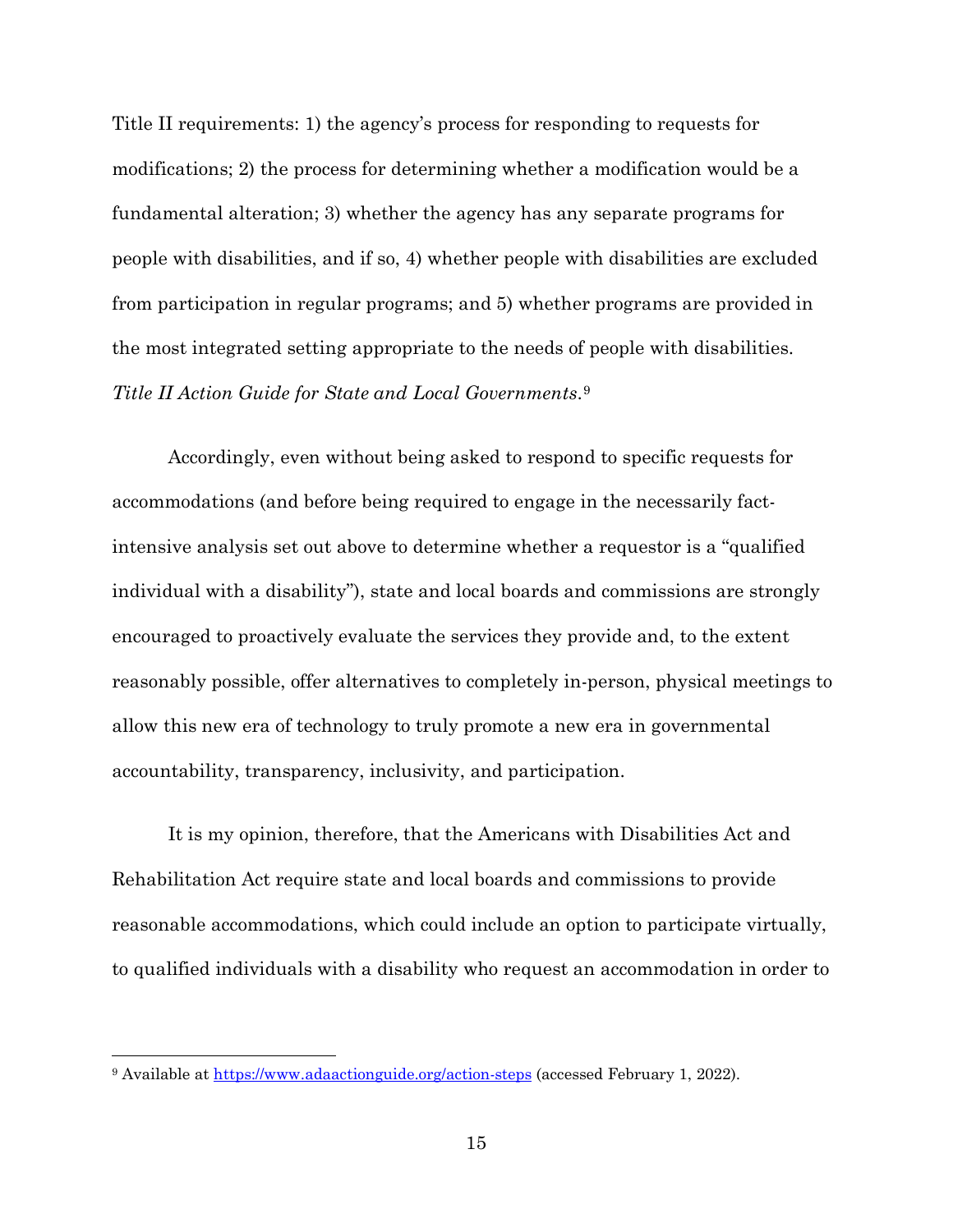Title II requirements: 1) the agency's process for responding to requests for modifications; 2) the process for determining whether a modification would be a fundamental alteration; 3) whether the agency has any separate programs for people with disabilities, and if so, 4) whether people with disabilities are excluded from participation in regular programs; and 5) whether programs are provided in the most integrated setting appropriate to the needs of people with disabilities. *Title II Action Guide for State and Local Governments*.[9]

Accordingly, even without being asked to respond to specific requests for accommodations (and before being required to engage in the necessarily fact-intensive analysis set out above to determine whether a requestor is a "qualified individual with a disability"), state and local boards and commissions are strongly encouraged to proactively evaluate the services they provide and, to the extent reasonably possible, offer alternatives to completely in-person, physical meetings to allow this new era of technology to truly promote a new era in governmental accountability, transparency, inclusivity, and participation.

It is my opinion, therefore, that the Americans with Disabilities Act and Rehabilitation Act require state and local boards and commissions to provide reasonable accommodations, which could include an option to participate virtually, to qualified individuals with a disability who request an accommodation in order to

---

[9] Available at [https://www.adaactionguide.org/action-steps](https://www.adaactionguide.org/action-steps) (accessed February 1, 2022).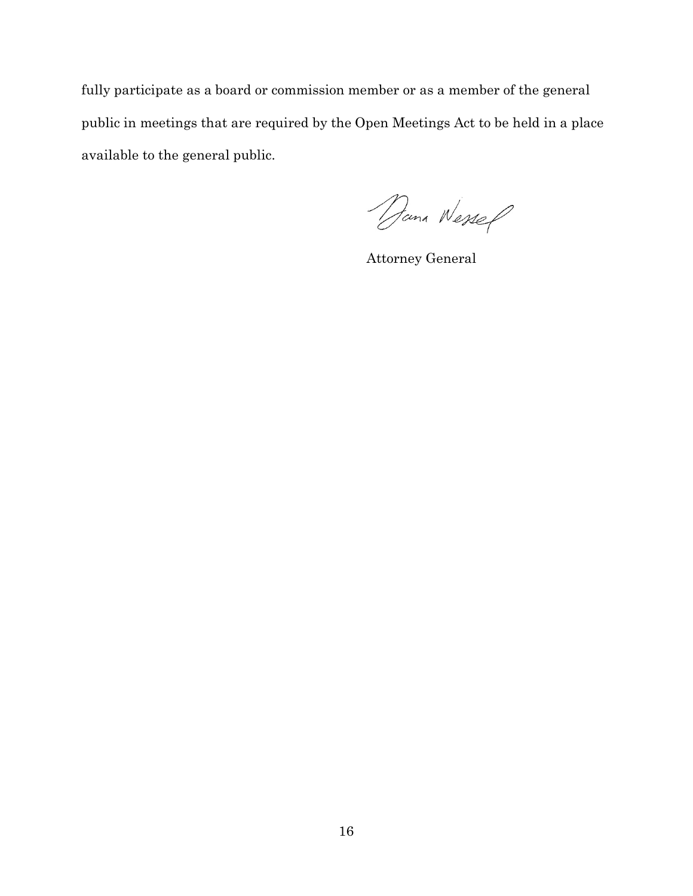fully participate as a board or commission member or as a member of the general public in meetings that are required by the Open Meetings Act to be held in a place available to the general public.

Dana Nessel

Attorney General